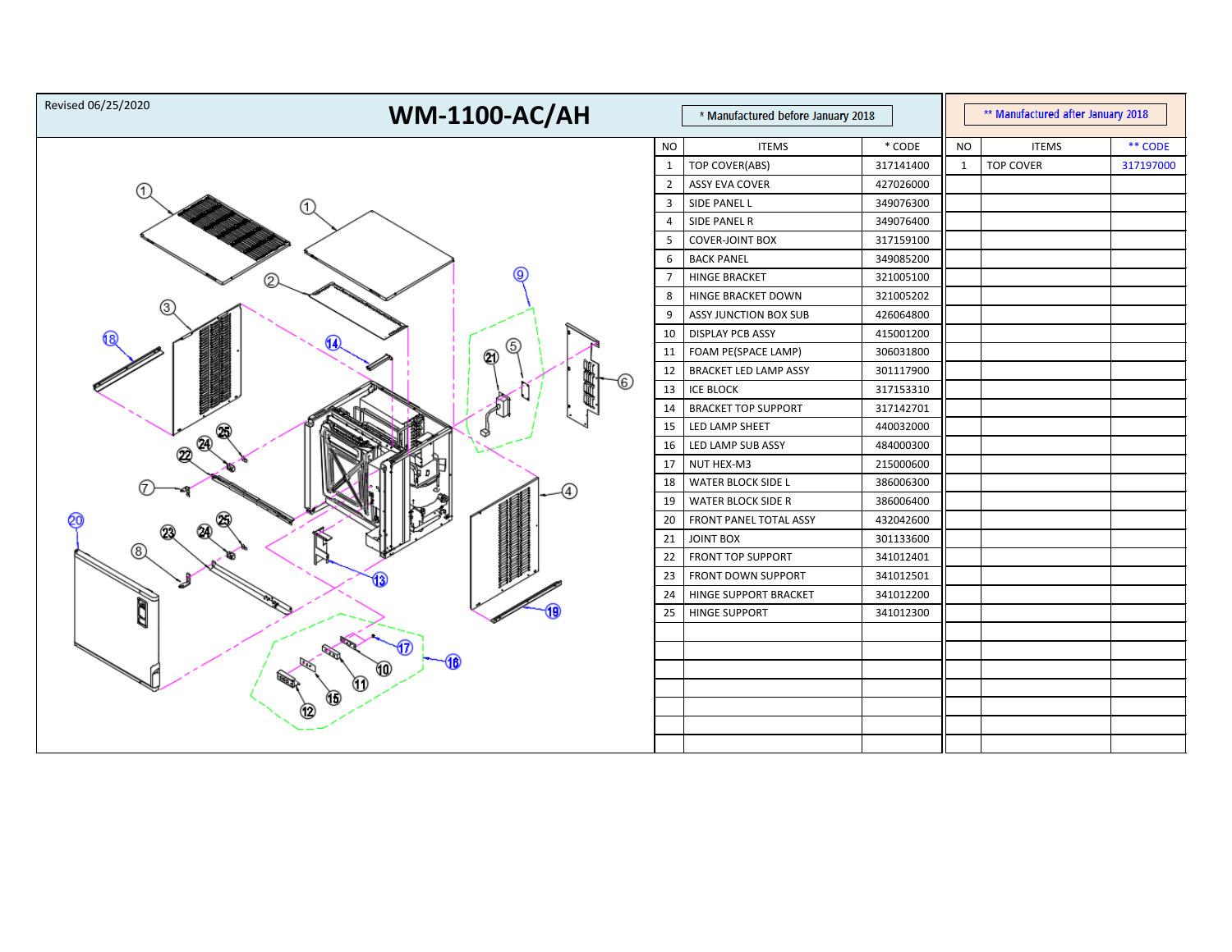Revised 06/25/2020

# WM-1100-AC/AH

\* Manufactured before January 2018

| NO | ITEMS | * CODE |
|---|---|---|
| 1 | TOP COVER(ABS) | 317141400 |
| 2 | ASSY EVA COVER | 427026000 |
| 3 | SIDE PANEL L | 349076300 |
| 4 | SIDE PANEL R | 349076400 |
| 5 | COVER-JOINT BOX | 317159100 |
| 6 | BACK PANEL | 349085200 |
| 7 | HINGE BRACKET | 321005100 |
| 8 | HINGE BRACKET DOWN | 321005202 |
| 9 | ASSY JUNCTION BOX SUB | 426064800 |
| 10 | DISPLAY PCB ASSY | 415001200 |
| 11 | FOAM PE(SPACE LAMP) | 306031800 |
| 12 | BRACKET LED LAMP ASSY | 301117900 |
| 13 | ICE BLOCK | 317153310 |
| 14 | BRACKET TOP SUPPORT | 317142701 |
| 15 | LED LAMP SHEET | 440032000 |
| 16 | LED LAMP SUB ASSY | 484000300 |
| 17 | NUT HEX-M3 | 215000600 |
| 18 | WATER BLOCK SIDE L | 386006300 |
| 19 | WATER BLOCK SIDE R | 386006400 |
| 20 | FRONT PANEL TOTAL ASSY | 432042600 |
| 21 | JOINT BOX | 301133600 |
| 22 | FRONT TOP SUPPORT | 341012401 |
| 23 | FRONT DOWN SUPPORT | 341012501 |
| 24 | HINGE SUPPORT BRACKET | 341012200 |
| 25 | HINGE SUPPORT | 341012300 |

\*\* Manufactured after January 2018

| NO | ITEMS | ** CODE |
|---|---|---|
| 1 | TOP COVER | 317197000 |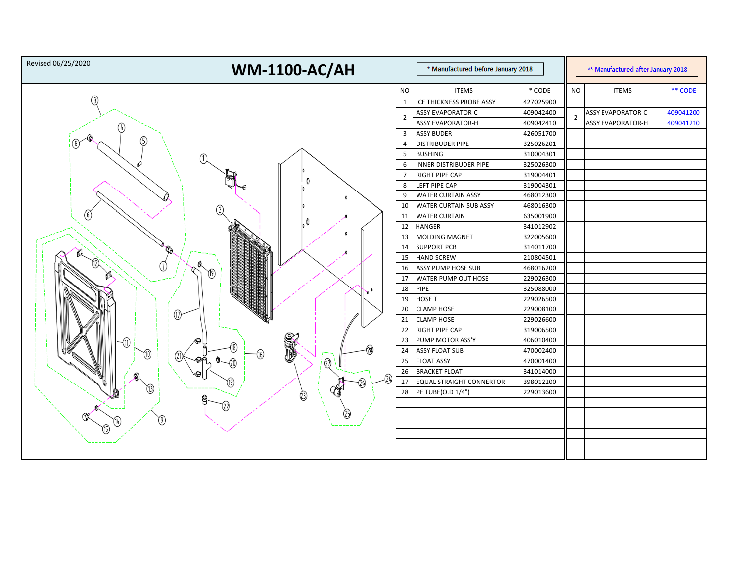Revised 06/25/2020

# WM-1100-AC/AH

| NO | ITEMS | * CODE | NO | ITEMS | ** CODE |
|---|---|---|---|---|---|
| | | * Manufactured before January 2018 | | | ** Manufactured after January 2018 |
| 1 | ICE THICKNESS PROBE ASSY | 427025900 | | | |
| 2 | ASSY EVAPORATOR-C | 409042400 | 2 | ASSY EVAPORATOR-C | 409041200 |
| | ASSY EVAPORATOR-H | 409042410 | | ASSY EVAPORATOR-H | 409041210 |
| 3 | ASSY BUDER | 426051700 | | | |
| 4 | DISTRIBUDER PIPE | 325026201 | | | |
| 5 | BUSHING | 310004301 | | | |
| 6 | INNER DISTRIBUDER PIPE | 325026300 | | | |
| 7 | RIGHT PIPE CAP | 319004401 | | | |
| 8 | LEFT PIPE CAP | 319004301 | | | |
| 9 | WATER CURTAIN ASSY | 468012300 | | | |
| 10 | WATER CURTAIN SUB ASSY | 468016300 | | | |
| 11 | WATER CURTAIN | 635001900 | | | |
| 12 | HANGER | 341012902 | | | |
| 13 | MOLDING MAGNET | 322005600 | | | |
| 14 | SUPPORT PCB | 314011700 | | | |
| 15 | HAND SCREW | 210804501 | | | |
| 16 | ASSY PUMP HOSE SUB | 468016200 | | | |
| 17 | WATER PUMP OUT HOSE | 229026300 | | | |
| 18 | PIPE | 325088000 | | | |
| 19 | HOSE T | 229026500 | | | |
| 20 | CLAMP HOSE | 229008100 | | | |
| 21 | CLAMP HOSE | 229026600 | | | |
| 22 | RIGHT PIPE CAP | 319006500 | | | |
| 23 | PUMP MOTOR ASS'Y | 406010400 | | | |
| 24 | ASSY FLOAT SUB | 470002400 | | | |
| 25 | FLOAT ASSY | 470001400 | | | |
| 26 | BRACKET FLOAT | 341014000 | | | |
| 27 | EQUAL STRAIGHT CONNERTOR | 398012200 | | | |
| 28 | PE TUBE(O.D 1/4") | 229013600 | | | |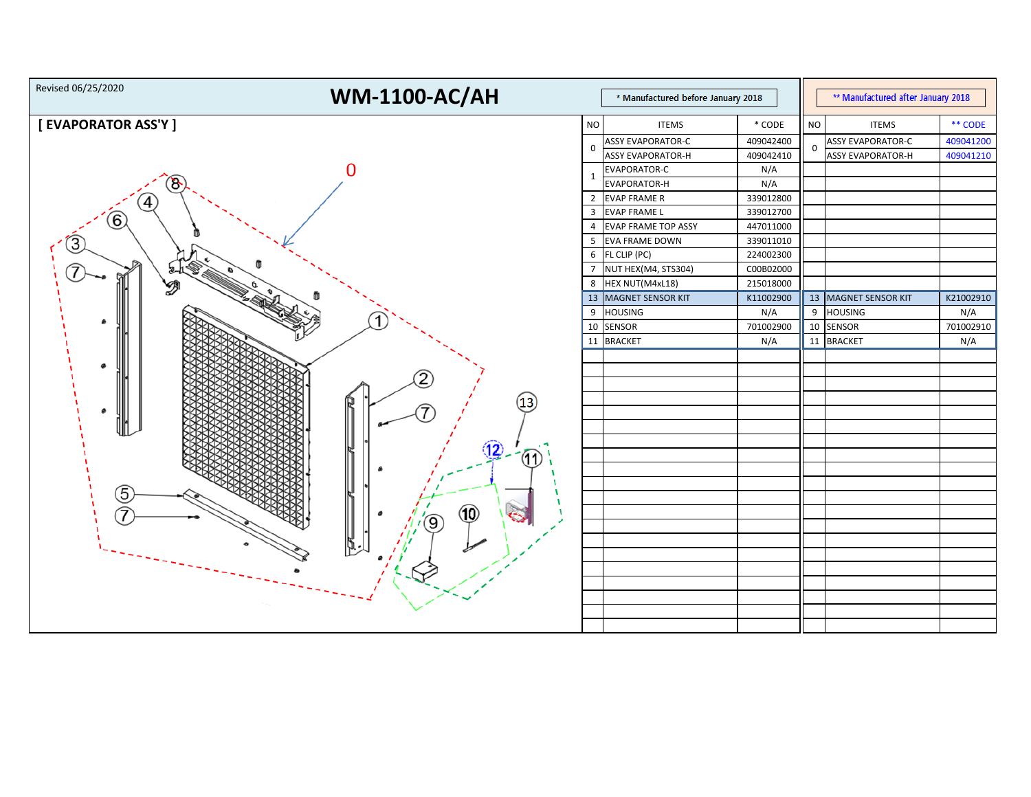Revised 06/25/2020

# WM-1100-AC/AH

## [ EVAPORATOR ASS'Y ]

| * Manufactured before January 2018 | | | | ** Manufactured after January 2018 | | |
|---|---|---|---|---|---|---|
| NO | ITEMS | * CODE | | NO | ITEMS | ** CODE |
| 0 | ASSY EVAPORATOR-C | 409042400 | | 0 | ASSY EVAPORATOR-C | 409041200 |
| | ASSY EVAPORATOR-H | 409042410 | | | ASSY EVAPORATOR-H | 409041210 |
| 1 | EVAPORATOR-C | N/A | | | | |
| | EVAPORATOR-H | N/A | | | | |
| 2 | EVAP FRAME R | 339012800 | | | | |
| 3 | EVAP FRAME L | 339012700 | | | | |
| 4 | EVAP FRAME TOP ASSY | 447011000 | | | | |
| 5 | EVA FRAME DOWN | 339011010 | | | | |
| 6 | FL CLIP (PC) | 224002300 | | | | |
| 7 | NUT HEX(M4, STS304) | C00B02000 | | | | |
| 8 | HEX NUT(M4xL18) | 215018000 | | | | |
| 13 | MAGNET SENSOR KIT | K11002900 | | 13 | MAGNET SENSOR KIT | K21002910 |
| 9 | HOUSING | N/A | | 9 | HOUSING | N/A |
| 10 | SENSOR | 701002900 | | 10 | SENSOR | 701002910 |
| 11 | BRACKET | N/A | | 11 | BRACKET | N/A |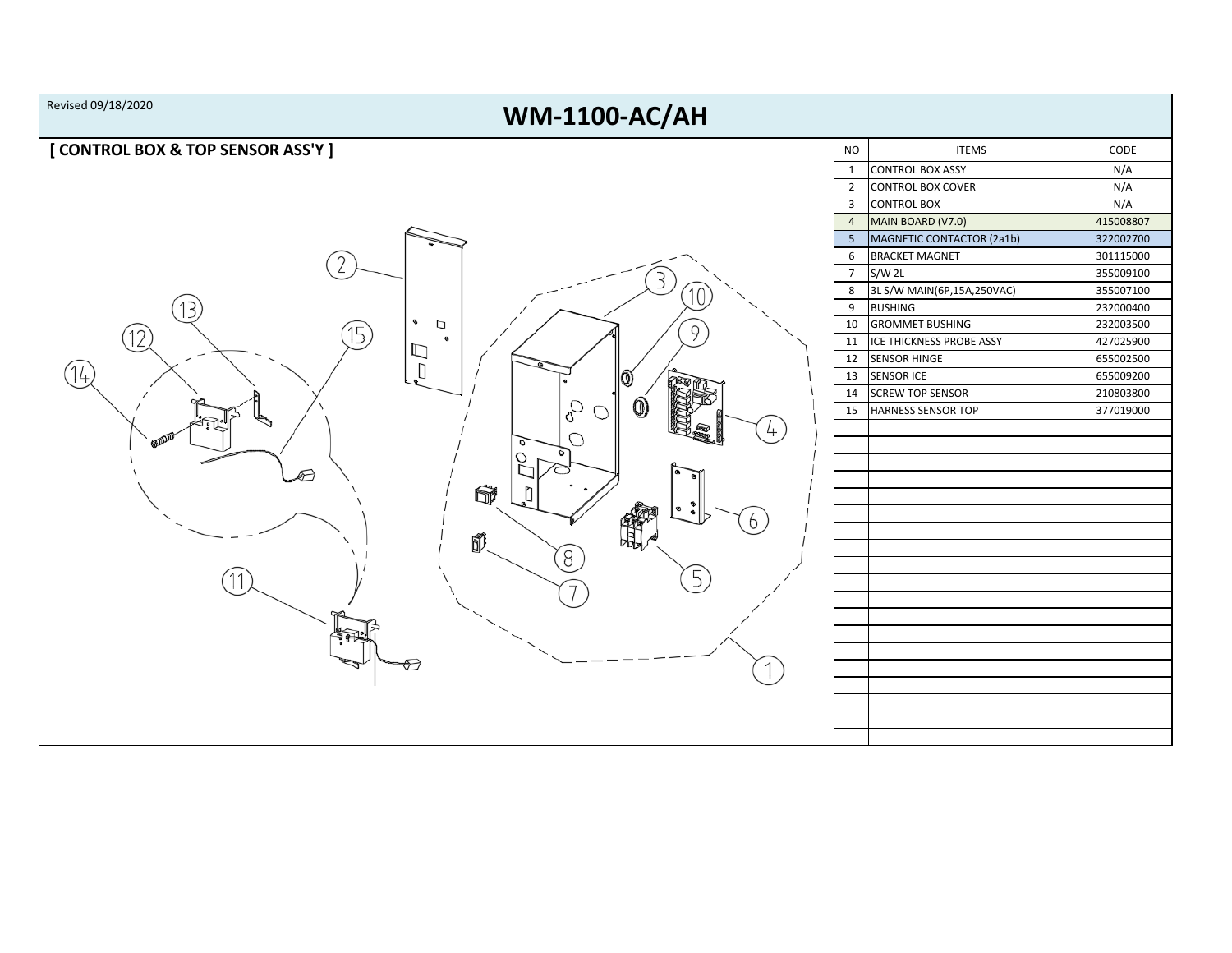Revised 09/18/2020

# WM-1100-AC/AH

## [ CONTROL BOX & TOP SENSOR ASS'Y ]

| NO | ITEMS | CODE |
|---|---|---|
| 1 | CONTROL BOX ASSY | N/A |
| 2 | CONTROL BOX COVER | N/A |
| 3 | CONTROL BOX | N/A |
| 4 | MAIN BOARD (V7.0) | 415008807 |
| 5 | MAGNETIC CONTACTOR (2a1b) | 322002700 |
| 6 | BRACKET MAGNET | 301115000 |
| 7 | S/W 2L | 355009100 |
| 8 | 3L S/W MAIN(6P,15A,250VAC) | 355007100 |
| 9 | BUSHING | 232000400 |
| 10 | GROMMET BUSHING | 232003500 |
| 11 | ICE THICKNESS PROBE ASSY | 427025900 |
| 12 | SENSOR HINGE | 655002500 |
| 13 | SENSOR ICE | 655009200 |
| 14 | SCREW TOP SENSOR | 210803800 |
| 15 | HARNESS SENSOR TOP | 377019000 |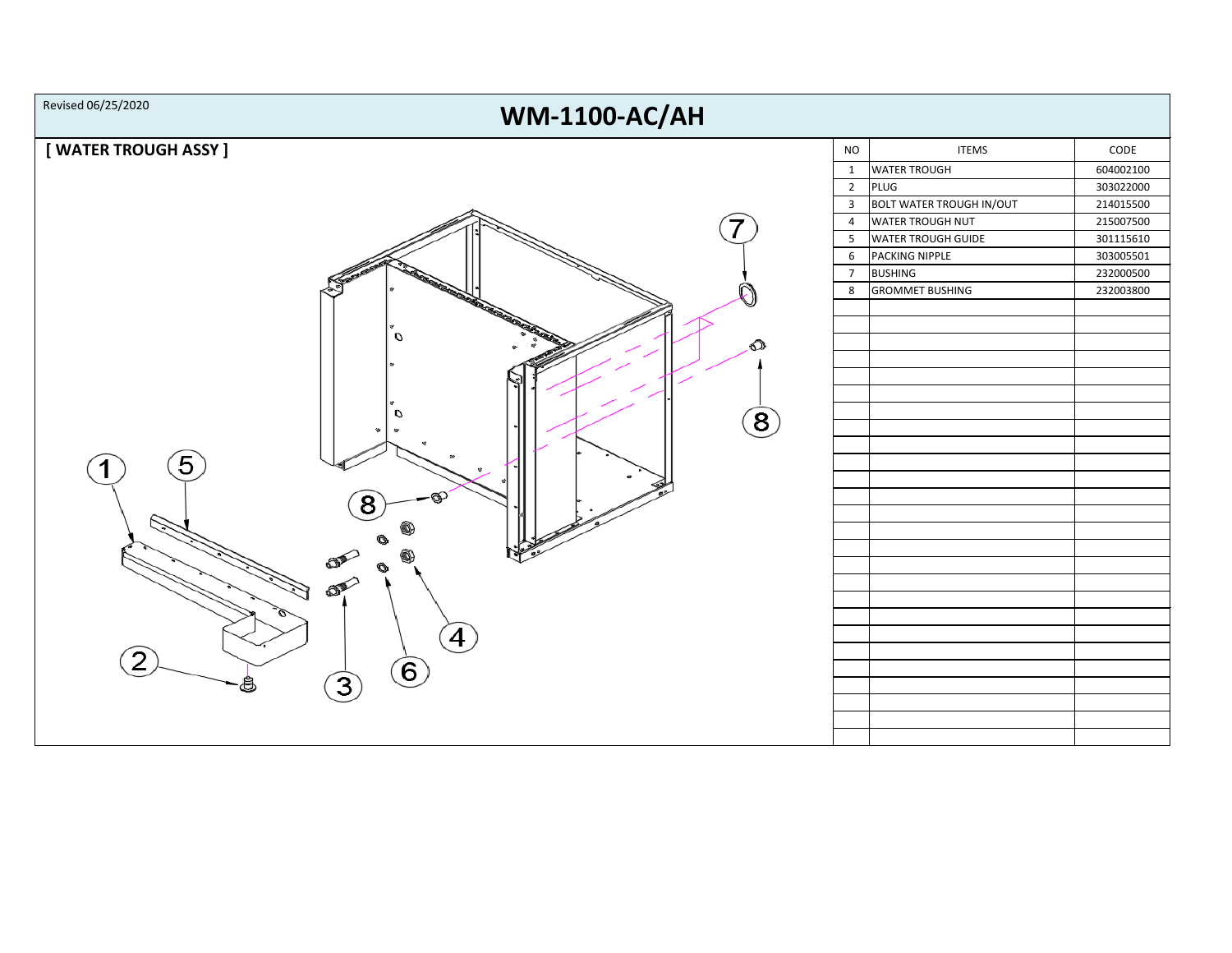Revised 06/25/2020

# WM-1100-AC/AH

## [ WATER TROUGH ASSY ]

| NO | ITEMS | CODE |
|---|---|---|
| 1 | WATER TROUGH | 604002100 |
| 2 | PLUG | 303022000 |
| 3 | BOLT WATER TROUGH IN/OUT | 214015500 |
| 4 | WATER TROUGH NUT | 215007500 |
| 5 | WATER TROUGH GUIDE | 301115610 |
| 6 | PACKING NIPPLE | 303005501 |
| 7 | BUSHING | 232000500 |
| 8 | GROMMET BUSHING | 232003800 |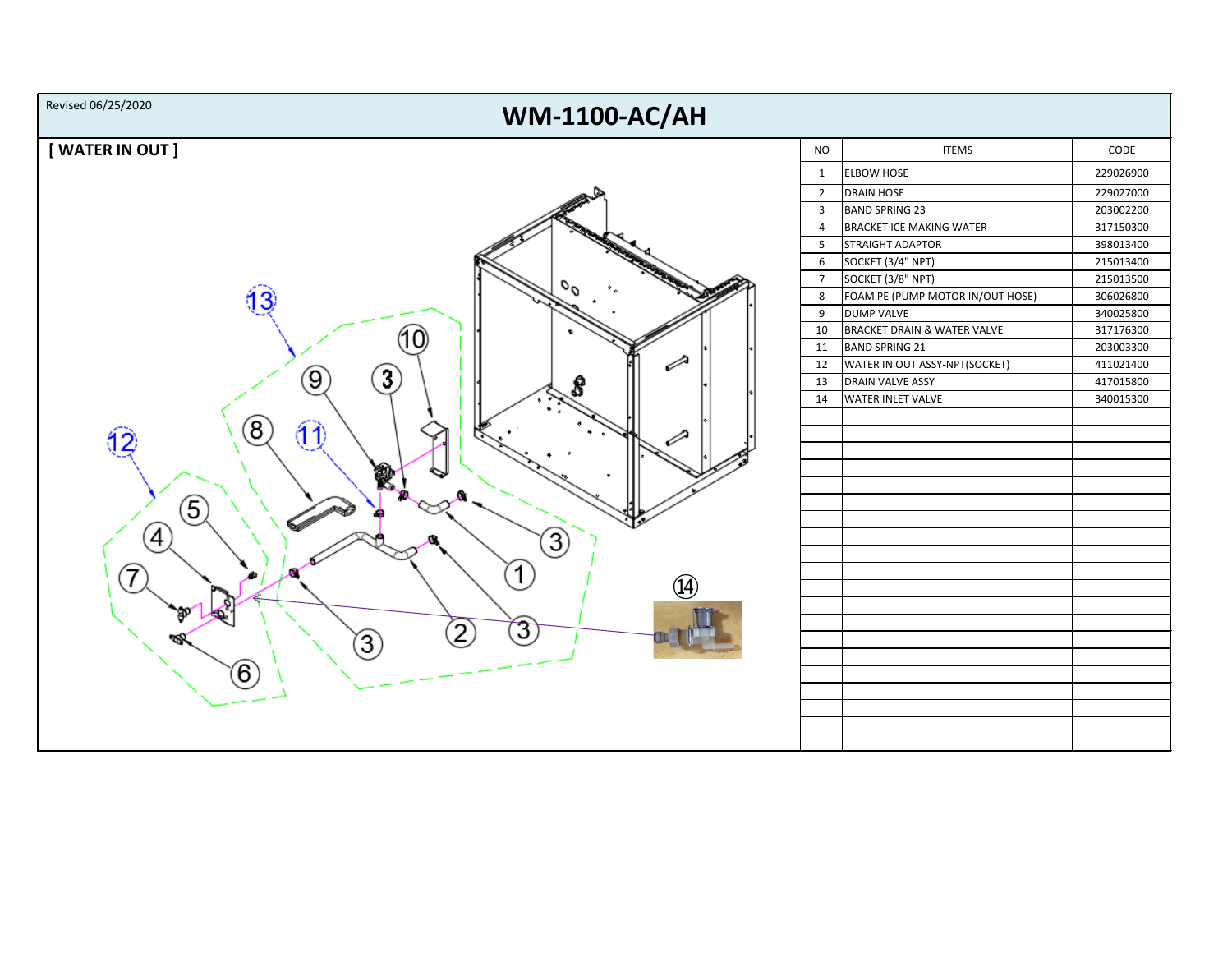Revised 06/25/2020

# WM-1100-AC/AH

## [ WATER IN OUT ]

| NO | ITEMS | CODE |
|---|---|---|
| 1 | ELBOW HOSE | 229026900 |
| 2 | DRAIN HOSE | 229027000 |
| 3 | BAND SPRING 23 | 203002200 |
| 4 | BRACKET ICE MAKING WATER | 317150300 |
| 5 | STRAIGHT ADAPTOR | 398013400 |
| 6 | SOCKET (3/4" NPT) | 215013400 |
| 7 | SOCKET (3/8" NPT) | 215013500 |
| 8 | FOAM PE (PUMP MOTOR IN/OUT HOSE) | 306026800 |
| 9 | DUMP VALVE | 340025800 |
| 10 | BRACKET DRAIN & WATER VALVE | 317176300 |
| 11 | BAND SPRING 21 | 203003300 |
| 12 | WATER IN OUT ASSY-NPT(SOCKET) | 411021400 |
| 13 | DRAIN VALVE ASSY | 417015800 |
| 14 | WATER INLET VALVE | 340015300 |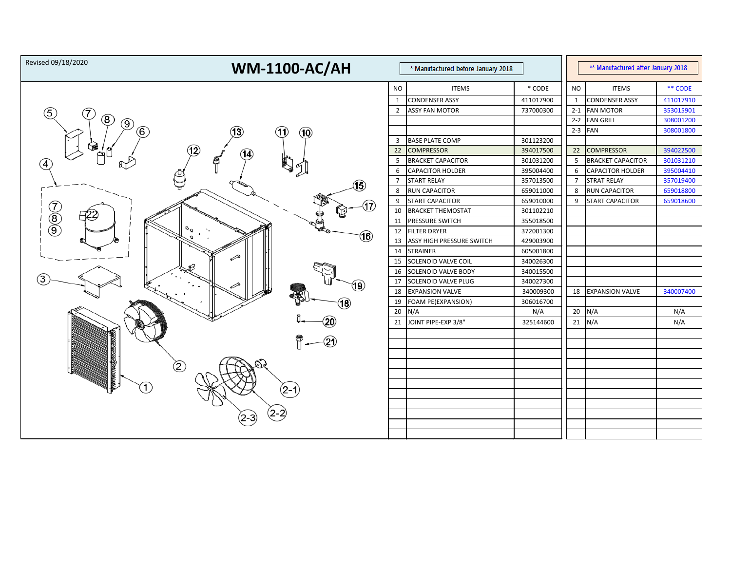Revised 09/18/2020

# WM-1100-AC/AH

| NO | ITEMS | * CODE (* Manufactured before January 2018) | NO | ITEMS | ** CODE (** Manufactured after January 2018) |
|---|---|---|---|---|---|
| 1 | CONDENSER ASSY | 411017900 | 1 | CONDENSER ASSY | 411017910 |
| 2 | ASSY FAN MOTOR | 737000300 | 2-1 | FAN MOTOR | 353015901 |
| | | | 2-2 | FAN GRILL | 308001200 |
| | | | 2-3 | FAN | 308001800 |
| 3 | BASE PLATE COMP | 301123200 | | | |
| 22 | COMPRESSOR | 394017500 | 22 | COMPRESSOR | 394022500 |
| 5 | BRACKET CAPACITOR | 301031200 | 5 | BRACKET CAPACITOR | 301031210 |
| 6 | CAPACITOR HOLDER | 395004400 | 6 | CAPACITOR HOLDER | 395004410 |
| 7 | START RELAY | 357013500 | 7 | STRAT RELAY | 357019400 |
| 8 | RUN CAPACITOR | 659011000 | 8 | RUN CAPACITOR | 659018800 |
| 9 | START CAPACITOR | 659010000 | 9 | START CAPACITOR | 659018600 |
| 10 | BRACKET THEMOSTAT | 301102210 | | | |
| 11 | PRESSURE SWITCH | 355018500 | | | |
| 12 | FILTER DRYER | 372001300 | | | |
| 13 | ASSY HIGH PRESSURE SWITCH | 429003900 | | | |
| 14 | STRAINER | 605001800 | | | |
| 15 | SOLENOID VALVE COIL | 340026300 | | | |
| 16 | SOLENOID VALVE BODY | 340015500 | | | |
| 17 | SOLENOID VALVE PLUG | 340027300 | | | |
| 18 | EXPANSION VALVE | 340009300 | 18 | EXPANSION VALVE | 340007400 |
| 19 | FOAM PE(EXPANSION) | 306016700 | | | |
| 20 | N/A | N/A | 20 | N/A | N/A |
| 21 | JOINT PIPE-EXP 3/8" | 325144600 | 21 | N/A | N/A |